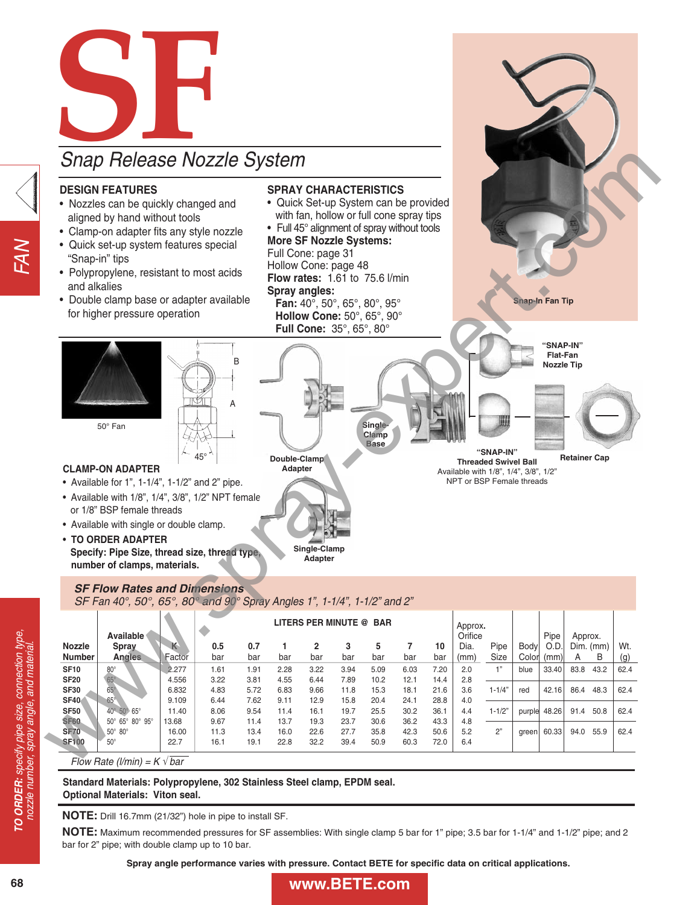# SF

## Snap Release Nozzle System

### DESIGN FEATURES

- Nozzles can be quickly changed and aligned by hand without tools
- Clamp-on adapter fits any style nozzle
- Quick set-up system features special "Snap-in" tips
- Polypropylene, resistant to most acids and alkalies
- Double clamp base or adapter available for higher pressure operation

### SPRAY CHARACTERISTICS

- Quick Set-up System can be provided with fan, hollow or full cone spray tips
- Full 45° alignment of spray without tools

**More SF Nozzle Systems:**
Full Cone: page 31
Hollow Cone: page 48

**Flow rates:** 1.61 to 75.6 l/min

**Spray angles:**
**Fan:** 40°, 50°, 65°, 80°, 95°
**Hollow Cone:** 50°, 65°, 90°
**Full Cone:** 35°, 65°, 80°

Snap-In Fan Tip

50° Fan

B

A

45°

Double-Clamp Adapter

Single-Clamp Base

"SNAP-IN" Flat-Fan Nozzle Tip

"SNAP-IN" Threaded Swivel Ball

Available with 1/8", 1/4", 3/8", 1/2" NPT or BSP Female threads

Retainer Cap

Single-Clamp Adapter

### CLAMP-ON ADAPTER

- Available for 1", 1-1/4", 1-1/2" and 2" pipe.
- Available with 1/8", 1/4", 3/8", 1/2" NPT female or 1/8" BSP female threads
- Available with single or double clamp.
- **TO ORDER ADAPTER**
  **Specify: Pipe Size, thread size, thread type, number of clamps, materials.**

### SF Flow Rates and Dimensions

*SF Fan 40°, 50°, 65°, 80° and 90° Spray Angles 1", 1-1/4", 1-1/2" and 2"*

| Nozzle Number | Available Spray Angles | K Factor | LITERS PER MINUTE @ BAR | | | | | | | | Approx. Orifice Dia. (mm) | Pipe Size | Body Color | Pipe O.D. (mm) | Approx. Dim. (mm) | | Wt. (g) |
|---|---|---|---|---|---|---|---|---|---|---|---|---|---|---|---|---|---|
| | | | 0.5 bar | 0.7 bar | 1 bar | 2 bar | 3 bar | 5 bar | 7 bar | 10 bar | | | | | A | B | |
| SF10 | 80° | 2.277 | 1.61 | 1.91 | 2.28 | 3.22 | 3.94 | 5.09 | 6.03 | 7.20 | 2.0 | 1" | blue | 33.40 | 83.8 | 43.2 | 62.4 |
| SF20 | 65° | 4.556 | 3.22 | 3.81 | 4.55 | 6.44 | 7.89 | 10.2 | 12.1 | 14.4 | 2.8 | | | | | | |
| SF30 | 65° | 6.832 | 4.83 | 5.72 | 6.83 | 9.66 | 11.8 | 15.3 | 18.1 | 21.6 | 3.6 | 1-1/4" | red | 42.16 | 86.4 | 48.3 | 62.4 |
| SF40 | 65° | 9.109 | 6.44 | 7.62 | 9.11 | 12.9 | 15.8 | 20.4 | 24.1 | 28.8 | 4.0 | | | | | | |
| SF50 | 40° 50° 65° | 11.40 | 8.06 | 9.54 | 11.4 | 16.1 | 19.7 | 25.5 | 30.2 | 36.1 | 4.4 | 1-1/2" | purple | 48.26 | 91.4 | 50.8 | 62.4 |
| SF60 | 50° 65° 80° 95° | 13.68 | 9.67 | 11.4 | 13.7 | 19.3 | 23.7 | 30.6 | 36.2 | 43.3 | 4.8 | | | | | | |
| SF70 | 50° 80° | 16.00 | 11.3 | 13.4 | 16.0 | 22.6 | 27.7 | 35.8 | 42.3 | 50.6 | 5.2 | 2" | green | 60.33 | 94.0 | 55.9 | 62.4 |
| SF100 | 50° | 22.7 | 16.1 | 19.1 | 22.8 | 32.2 | 39.4 | 50.9 | 60.3 | 72.0 | 6.4 | | | | | | |

*Flow Rate (l/min) = K $\sqrt{\text{bar}}$*

**Standard Materials: Polypropylene, 302 Stainless Steel clamp, EPDM seal.**
**Optional Materials: Viton seal.**

**NOTE:** Drill 16.7mm (21/32") hole in pipe to install SF.

**NOTE:** Maximum recommended pressures for SF assemblies: With single clamp 5 bar for 1" pipe; 3.5 bar for 1-1/4" and 1-1/2" pipe; and 2 bar for 2" pipe; with double clamp up to 10 bar.

**Spray angle performance varies with pressure. Contact BETE for specific data on critical applications.**

***TO ORDER:** specify pipe size, connection type, nozzle number, spray angle, and material.*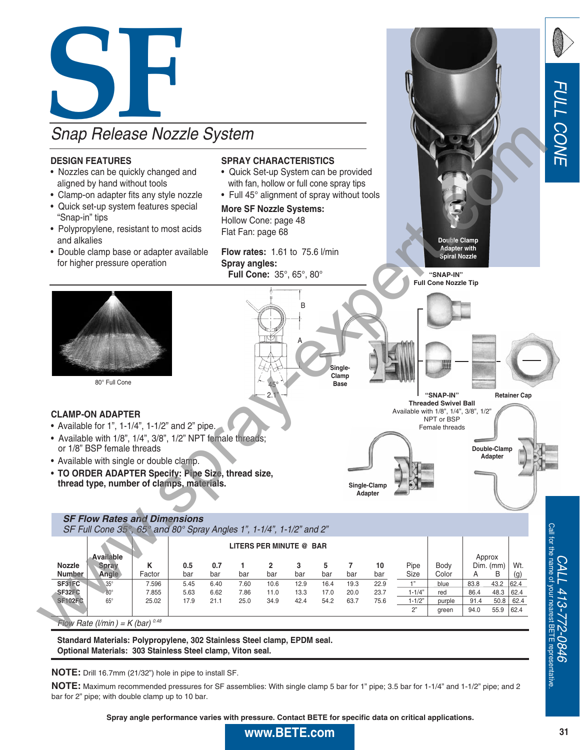# SF

## Snap Release Nozzle System

### DESIGN FEATURES

- Nozzles can be quickly changed and aligned by hand without tools
- Clamp-on adapter fits any style nozzle
- Quick set-up system features special "Snap-in" tips
- Polypropylene, resistant to most acids and alkalies
- Double clamp base or adapter available for higher pressure operation

### SPRAY CHARACTERISTICS

- Quick Set-up System can be provided with fan, hollow or full cone spray tips
- Full 45° alignment of spray without tools

**More SF Nozzle Systems:**
Hollow Cone: page 48
Flat Fan: page 68

**Flow rates:** 1.61 to 75.6 l/min

**Spray angles:**
**Full Cone:** 35°, 65°, 80°

Double Clamp Adapter with Spiral Nozzle

"SNAP-IN" Full Cone Nozzle Tip

80° Full Cone

B
A
45°
2.1"

Single-Clamp Base

"SNAP-IN" Threaded Swivel Ball
Available with 1/8", 1/4", 3/8", 1/2" NPT or BSP Female threads

Retainer Cap

Double-Clamp Adapter

Single-Clamp Adapter

### CLAMP-ON ADAPTER

- Available for 1", 1-1/4", 1-1/2" and 2" pipe.
- Available with 1/8", 1/4", 3/8", 1/2" NPT female threads; or 1/8" BSP female threads
- Available with single or double clamp.
- **TO ORDER ADAPTER Specify: Pipe Size, thread size, thread type, number of clamps, materials.**

### SF Flow Rates and Dimensions

*SF Full Cone 35°, 65° and 80° Spray Angles 1", 1-1/4", 1-1/2" and 2"*

| Nozzle Number | Available Spray Angle | K Factor | LITERS PER MINUTE @ BAR 0.5 bar | 0.7 bar | 1 bar | 2 bar | 3 bar | 5 bar | 7 bar | 10 bar | Pipe Size | Body Color | Approx Dim. (mm) A | B | Wt. (g) |
|---|---|---|---|---|---|---|---|---|---|---|---|---|---|---|---|
| SF31FC | 35° | 7.596 | 5.45 | 6.40 | 7.60 | 10.6 | 12.9 | 16.4 | 19.3 | 22.9 | 1" | blue | 83.8 | 43.2 | 62.4 |
| SF32FC | 80° | 7.855 | 5.63 | 6.62 | 7.86 | 11.0 | 13.3 | 17.0 | 20.0 | 23.7 | 1-1/4" | red | 86.4 | 48.3 | 62.4 |
| SF102FC | 65° | 25.02 | 17.9 | 21.1 | 25.0 | 34.9 | 42.4 | 54.2 | 63.7 | 75.6 | 1-1/2" | purple | 91.4 | 50.8 | 62.4 |
| | | | | | | | | | | | 2" | green | 94.0 | 55.9 | 62.4 |

Flow Rate (l/min) = K (bar) $^{0.48}$

**Standard Materials: Polypropylene, 302 Stainless Steel clamp, EPDM seal.**
**Optional Materials: 303 Stainless Steel clamp, Viton seal.**

**NOTE:** Drill 16.7mm (21/32") hole in pipe to install SF.

**NOTE:** Maximum recommended pressures for SF assemblies: With single clamp 5 bar for 1" pipe; 3.5 bar for 1-1/4" and 1-1/2" pipe; and 2 bar for 2" pipe; with double clamp up to 10 bar.

**Spray angle performance varies with pressure. Contact BETE for specific data on critical applications.**

**www.BETE.com**

FULL CONE

CALL 413-772-0846
Call for the name of your nearest BETE representative.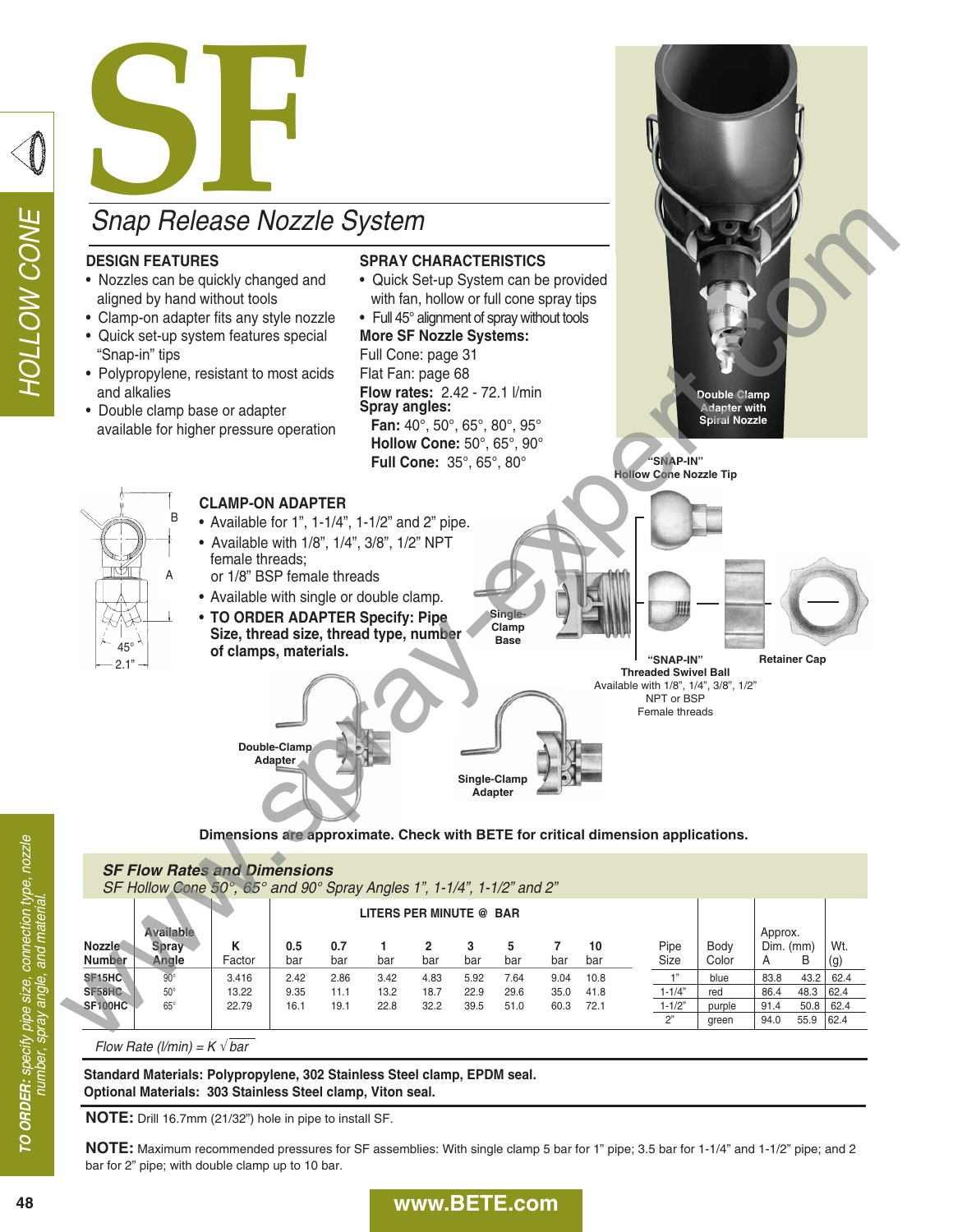# SF

## Snap Release Nozzle System

### DESIGN FEATURES

- Nozzles can be quickly changed and aligned by hand without tools
- Clamp-on adapter fits any style nozzle
- Quick set-up system features special “Snap-in” tips
- Polypropylene, resistant to most acids and alkalies
- Double clamp base or adapter available for higher pressure operation

### SPRAY CHARACTERISTICS

- Quick Set-up System can be provided with fan, hollow or full cone spray tips
- Full 45° alignment of spray without tools

**More SF Nozzle Systems:**
Full Cone: page 31
Flat Fan: page 68

**Flow rates:** 2.42 - 72.1 l/min
**Spray angles:**
**Fan:** 40°, 50°, 65°, 80°, 95°
**Hollow Cone:** 50°, 65°, 90°
**Full Cone:** 35°, 65°, 80°

Double Clamp Adapter with Spiral Nozzle

“SNAP-IN” Hollow Cone Nozzle Tip

### CLAMP-ON ADAPTER

- Available for 1”, 1-1/4”, 1-1/2” and 2” pipe.
- Available with 1/8”, 1/4”, 3/8”, 1/2” NPT female threads; or 1/8” BSP female threads
- Available with single or double clamp.
- **TO ORDER ADAPTER Specify: Pipe Size, thread size, thread type, number of clamps, materials.**

B
A
45°
2.1”

Single-Clamp Base

“SNAP-IN” Threaded Swivel Ball
Available with 1/8”, 1/4”, 3/8”, 1/2” NPT or BSP Female threads

Retainer Cap

Double-Clamp Adapter

Single-Clamp Adapter

**Dimensions are approximate. Check with BETE for critical dimension applications.**

### *SF Flow Rates and Dimensions*

*SF Hollow Cone 50°, 65° and 90° Spray Angles 1”, 1-1/4”, 1-1/2” and 2”*

| Nozzle Number | Available Spray Angle | K Factor | LITERS PER MINUTE @ BAR 0.5 bar | 0.7 bar | 1 bar | 2 bar | 3 bar | 5 bar | 7 bar | 10 bar |
|---|---|---|---|---|---|---|---|---|---|---|
| SF15HC | 90° | 3.416 | 2.42 | 2.86 | 3.42 | 4.83 | 5.92 | 7.64 | 9.04 | 10.8 |
| SF58HC | 50° | 13.22 | 9.35 | 11.1 | 13.2 | 18.7 | 22.9 | 29.6 | 35.0 | 41.8 |
| SF100HC | 65° | 22.79 | 16.1 | 19.1 | 22.8 | 32.2 | 39.5 | 51.0 | 60.3 | 72.1 |

| Pipe Size | Body Color | Approx. Dim. (mm) A | B | Wt. (g) |
|---|---|---|---|---|
| 1” | blue | 83.8 | 43.2 | 62.4 |
| 1-1/4” | red | 86.4 | 48.3 | 62.4 |
| 1-1/2” | purple | 91.4 | 50.8 | 62.4 |
| 2” | green | 94.0 | 55.9 | 62.4 |

*Flow Rate (l/min) =* $K\sqrt{bar}$

**Standard Materials: Polypropylene, 302 Stainless Steel clamp, EPDM seal.**
**Optional Materials: 303 Stainless Steel clamp, Viton seal.**

**NOTE:** Drill 16.7mm (21/32”) hole in pipe to install SF.

**NOTE:** Maximum recommended pressures for SF assemblies: With single clamp 5 bar for 1” pipe; 3.5 bar for 1-1/4” and 1-1/2” pipe; and 2 bar for 2” pipe; with double clamp up to 10 bar.

***TO ORDER:** specify pipe size, connection type, nozzle number, spray angle, and material.*

www.BETE.com